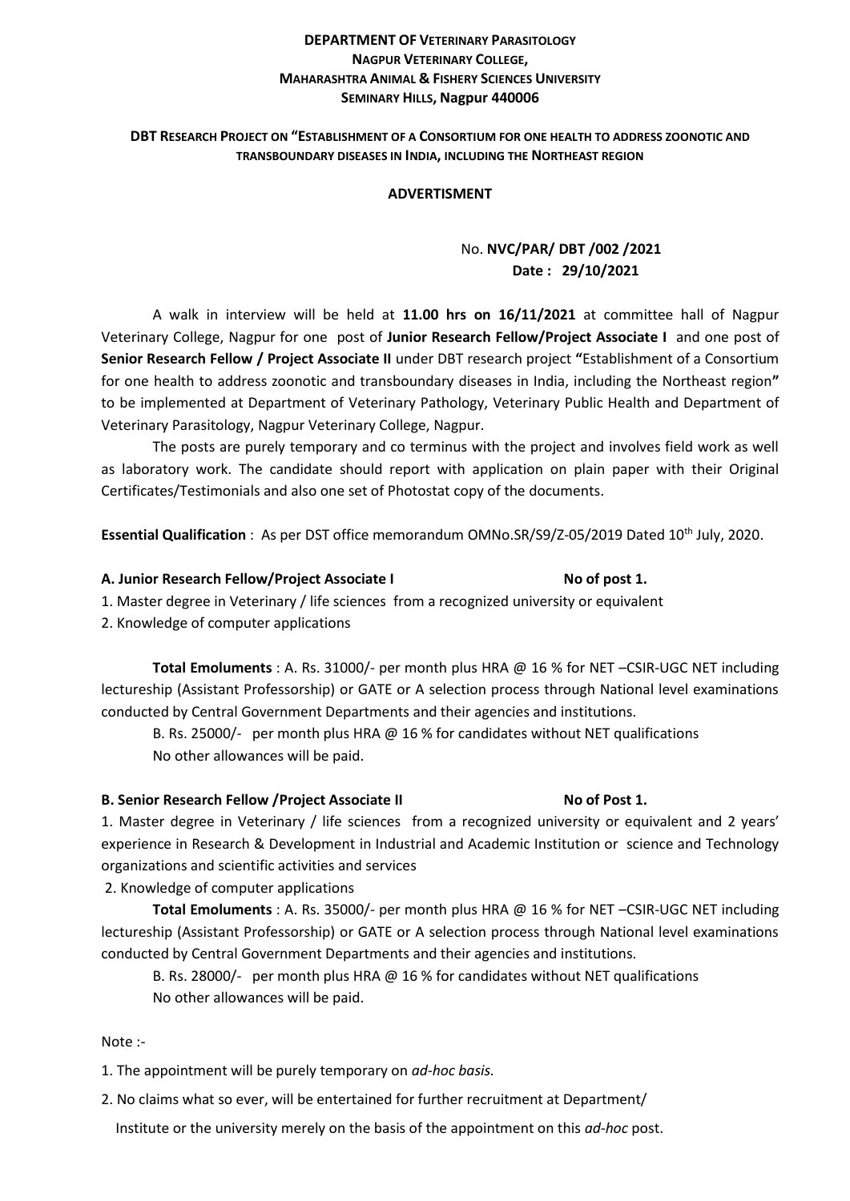**DEPARTMENT OF VETERINARY PARASITOLOGY**
**NAGPUR VETERINARY COLLEGE,**
**MAHARASHTRA ANIMAL & FISHERY SCIENCES UNIVERSITY**
**SEMINARY HILLS, Nagpur 440006**

**DBT RESEARCH PROJECT ON "ESTABLISHMENT OF A CONSORTIUM FOR ONE HEALTH TO ADDRESS ZOONOTIC AND TRANSBOUNDARY DISEASES IN INDIA, INCLUDING THE NORTHEAST REGION**

**ADVERTISMENT**

No. **NVC/PAR/ DBT /002 /2021**
**Date : 29/10/2021**

A walk in interview will be held at **11.00 hrs on 16/11/2021** at committee hall of Nagpur Veterinary College, Nagpur for one post of **Junior Research Fellow/Project Associate I** and one post of **Senior Research Fellow / Project Associate II** under DBT research project **"**Establishment of a Consortium for one health to address zoonotic and transboundary diseases in India, including the Northeast region**"** to be implemented at Department of Veterinary Pathology, Veterinary Public Health and Department of Veterinary Parasitology, Nagpur Veterinary College, Nagpur.

The posts are purely temporary and co terminus with the project and involves field work as well as laboratory work. The candidate should report with application on plain paper with their Original Certificates/Testimonials and also one set of Photostat copy of the documents.

**Essential Qualification** : As per DST office memorandum OMNo.SR/S9/Z-05/2019 Dated 10th July, 2020.

**A. Junior Research Fellow/Project Associate I** **No of post 1.**

1. Master degree in Veterinary / life sciences from a recognized university or equivalent
2. Knowledge of computer applications

**Total Emoluments** : A. Rs. 31000/- per month plus HRA @ 16 % for NET –CSIR-UGC NET including lectureship (Assistant Professorship) or GATE or A selection process through National level examinations conducted by Central Government Departments and their agencies and institutions.

B. Rs. 25000/- per month plus HRA @ 16 % for candidates without NET qualifications
No other allowances will be paid.

**B. Senior Research Fellow /Project Associate II** **No of Post 1.**

1. Master degree in Veterinary / life sciences from a recognized university or equivalent and 2 years' experience in Research & Development in Industrial and Academic Institution or science and Technology organizations and scientific activities and services
2. Knowledge of computer applications

**Total Emoluments** : A. Rs. 35000/- per month plus HRA @ 16 % for NET –CSIR-UGC NET including lectureship (Assistant Professorship) or GATE or A selection process through National level examinations conducted by Central Government Departments and their agencies and institutions.

B. Rs. 28000/- per month plus HRA @ 16 % for candidates without NET qualifications
No other allowances will be paid.

Note :-

1. The appointment will be purely temporary on *ad-hoc basis.*
2. No claims what so ever, will be entertained for further recruitment at Department/ Institute or the university merely on the basis of the appointment on this *ad-hoc* post.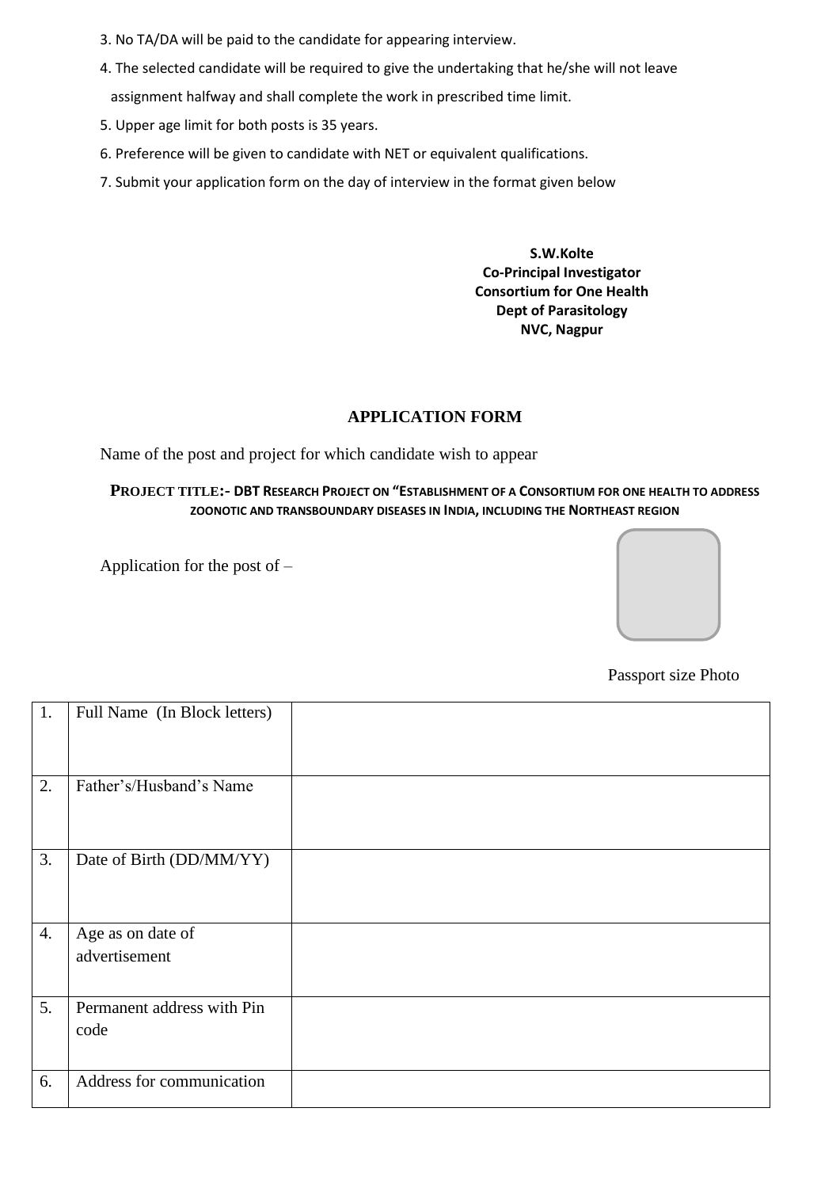3. No TA/DA will be paid to the candidate for appearing interview.
4. The selected candidate will be required to give the undertaking that he/she will not leave assignment halfway and shall complete the work in prescribed time limit.
5. Upper age limit for both posts is 35 years.
6. Preference will be given to candidate with NET or equivalent qualifications.
7. Submit your application form on the day of interview in the format given below

**S.W.Kolte**
**Co-Principal Investigator**
**Consortium for One Health**
**Dept of Parasitology**
**NVC, Nagpur**

## APPLICATION FORM

Name of the post and project for which candidate wish to appear

**PROJECT TITLE:- DBT RESEARCH PROJECT ON "ESTABLISHMENT OF A CONSORTIUM FOR ONE HEALTH TO ADDRESS ZOONOTIC AND TRANSBOUNDARY DISEASES IN INDIA, INCLUDING THE NORTHEAST REGION**

Application for the post of –

Passport size Photo

| 1. | Full Name (In Block letters) | |
|---|---|---|
| 2. | Father's/Husband's Name | |
| 3. | Date of Birth (DD/MM/YY) | |
| 4. | Age as on date of advertisement | |
| 5. | Permanent address with Pin code | |
| 6. | Address for communication | |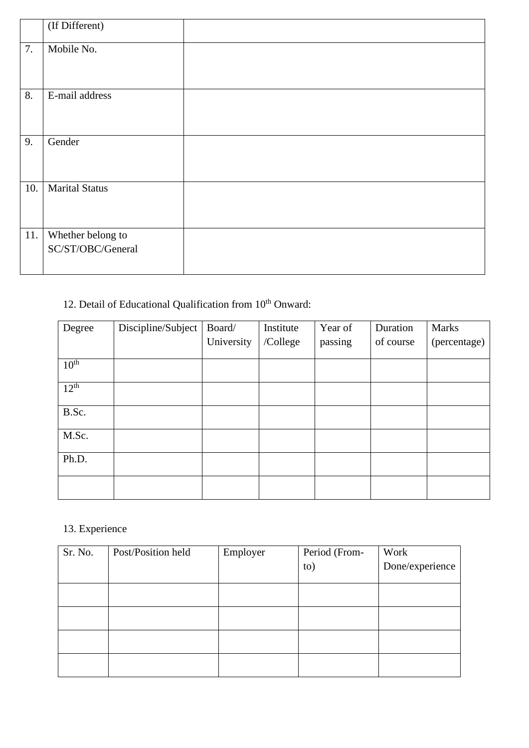|  |  |  |
| --- | --- | --- |
|  | (If Different) |  |
| 7. | Mobile No. |  |
| 8. | E-mail address |  |
| 9. | Gender |  |
| 10. | Marital Status |  |
| 11. | Whether belong to SC/ST/OBC/General |  |

12. Detail of Educational Qualification from $10^{th}$ Onward:

| Degree | Discipline/Subject | Board/ University | Institute /College | Year of passing | Duration of course | Marks (percentage) |
| --- | --- | --- | --- | --- | --- | --- |
| $10^{th}$ |  |  |  |  |  |  |
| $12^{th}$ |  |  |  |  |  |  |
| B.Sc. |  |  |  |  |  |  |
| M.Sc. |  |  |  |  |  |  |
| Ph.D. |  |  |  |  |  |  |
|  |  |  |  |  |  |  |

13. Experience

| Sr. No. | Post/Position held | Employer | Period (From-to) | Work Done/experience |
| --- | --- | --- | --- | --- |
|  |  |  |  |  |
|  |  |  |  |  |
|  |  |  |  |  |
|  |  |  |  |  |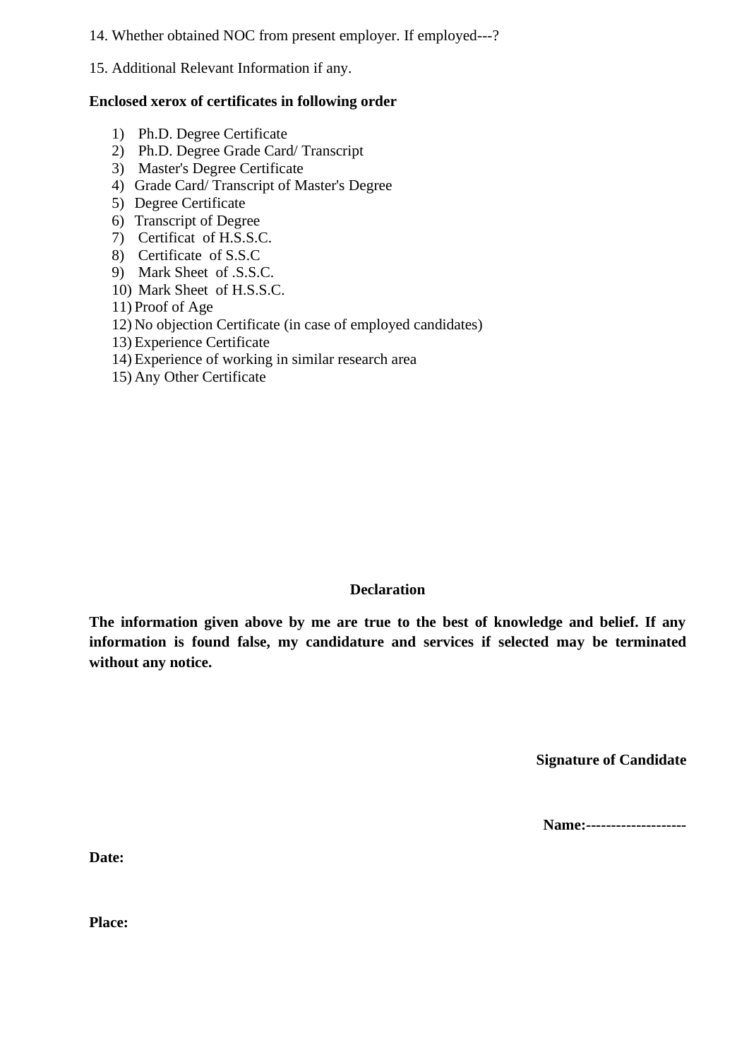14. Whether obtained NOC from present employer. If employed---?

15. Additional Relevant Information if any.

**Enclosed xerox of certificates in following order**

1) Ph.D. Degree Certificate
2) Ph.D. Degree Grade Card/ Transcript
3) Master's Degree Certificate
4) Grade Card/ Transcript of Master's Degree
5) Degree Certificate
6) Transcript of Degree
7) Certificat of H.S.S.C.
8) Certificate of S.S.C
9) Mark Sheet of .S.S.C.
10) Mark Sheet of H.S.S.C.
11) Proof of Age
12) No objection Certificate (in case of employed candidates)
13) Experience Certificate
14) Experience of working in similar research area
15) Any Other Certificate

**Declaration**

**The information given above by me are true to the best of knowledge and belief. If any information is found false, my candidature and services if selected may be terminated without any notice.**

**Signature of Candidate**

**Name:--------------------**

**Date:**

**Place:**